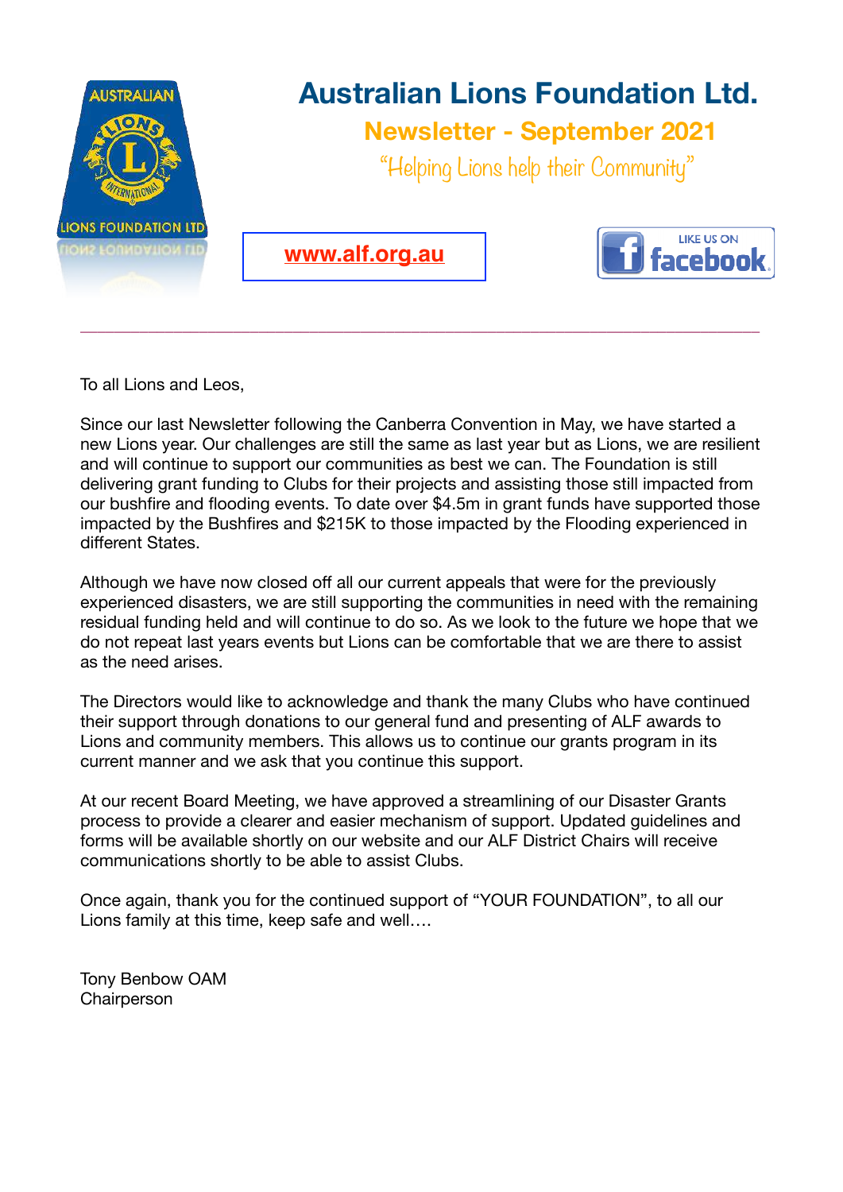# Australian Lions Foundation Ltd.

## Newsletter - September 2021

"Helping Lions help their Community"

www.alf.org.au

LIKE US ON facebook

To all Lions and Leos,

Since our last Newsletter following the Canberra Convention in May, we have started a new Lions year. Our challenges are still the same as last year but as Lions, we are resilient and will continue to support our communities as best we can. The Foundation is still delivering grant funding to Clubs for their projects and assisting those still impacted from our bushfire and flooding events. To date over $4.5m in grant funds have supported those impacted by the Bushfires and $215K to those impacted by the Flooding experienced in different States.

Although we have now closed off all our current appeals that were for the previously experienced disasters, we are still supporting the communities in need with the remaining residual funding held and will continue to do so. As we look to the future we hope that we do not repeat last years events but Lions can be comfortable that we are there to assist as the need arises.

The Directors would like to acknowledge and thank the many Clubs who have continued their support through donations to our general fund and presenting of ALF awards to Lions and community members. This allows us to continue our grants program in its current manner and we ask that you continue this support.

At our recent Board Meeting, we have approved a streamlining of our Disaster Grants process to provide a clearer and easier mechanism of support. Updated guidelines and forms will be available shortly on our website and our ALF District Chairs will receive communications shortly to be able to assist Clubs.

Once again, thank you for the continued support of "YOUR FOUNDATION", to all our Lions family at this time, keep safe and well….

Tony Benbow OAM
Chairperson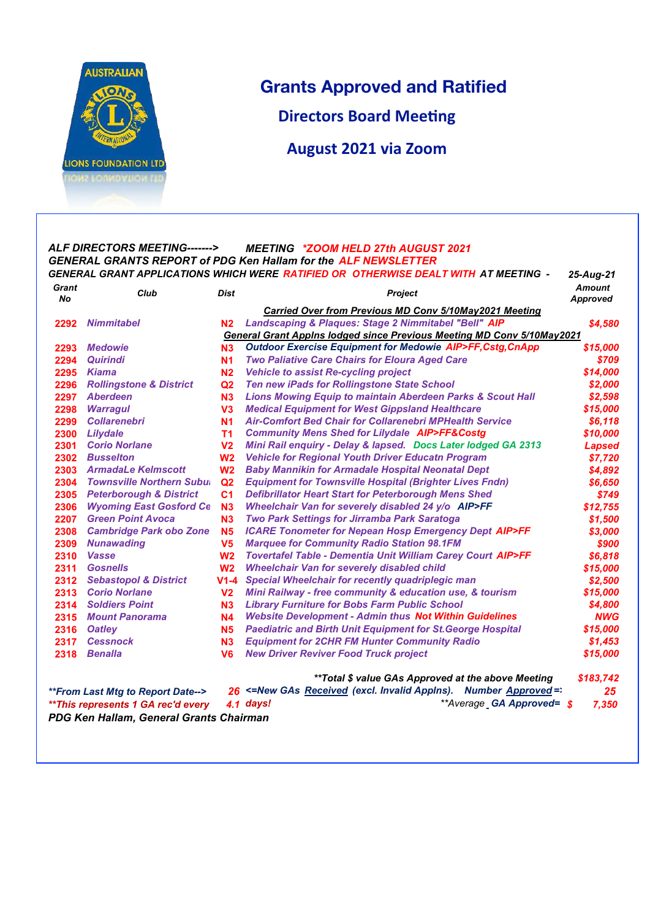# Grants Approved and Ratified

## Directors Board Meeting

## August 2021 via Zoom

***ALF DIRECTORS MEETING-------> MEETING *ZOOM HELD 27th AUGUST 2021***

***GENERAL GRANTS REPORT of PDG Ken Hallam for the ALF NEWSLETTER***

***GENERAL GRANT APPLICATIONS WHICH WERE RATIFIED OR OTHERWISE DEALT WITH AT MEETING - 25-Aug-21***

| Grant No | Club | Dist | Project | Amount Approved |
|---|---|---|---|---|
| | | | ***Carried Over from Previous MD Conv 5/10May2021 Meeting*** | |
| 2292 | Nimmitabel | N2 | Landscaping & Plaques: Stage 2 Nimmitabel "Bell" AIP | $4,580 |
| | | | ***General Grant Applns lodged since Previous Meeting MD Conv 5/10May2021*** | |
| 2293 | Medowie | N3 | Outdoor Exercise Equipment for Medowie AIP>FF,Cstg,CnApp | $15,000 |
| 2294 | Quirindi | N1 | Two Paliative Care Chairs for Eloura Aged Care | $709 |
| 2295 | Kiama | N2 | Vehicle to assist Re-cycling project | $14,000 |
| 2296 | Rollingstone & District | Q2 | Ten new iPads for Rollingstone State School | $2,000 |
| 2297 | Aberdeen | N3 | Lions Mowing Equip to maintain Aberdeen Parks & Scout Hall | $2,598 |
| 2298 | Warragul | V3 | Medical Equipment for West Gippsland Healthcare | $15,000 |
| 2299 | Collarenebri | N1 | Air-Comfort Bed Chair for Collarenebri MPHealth Service | $6,118 |
| 2300 | Lilydale | T1 | Community Mens Shed for Lilydale AIP>FF&Costg | $10,000 |
| 2301 | Corio Norlane | V2 | Mini Rail enquiry - Delay & lapsed. Docs Later lodged GA 2313 | Lapsed |
| 2302 | Busselton | W2 | Vehicle for Regional Youth Driver Educatn Program | $7,720 |
| 2303 | ArmadaLe Kelmscott | W2 | Baby Mannikin for Armadale Hospital Neonatal Dept | $4,892 |
| 2304 | Townsville Northern Subu | Q2 | Equipment for Townsville Hospital (Brighter Lives Fndn) | $6,650 |
| 2305 | Peterborough & District | C1 | Defibrillator Heart Start for Peterborough Mens Shed | $749 |
| 2306 | Wyoming East Gosford Ce | N3 | Wheelchair Van for severely disabled 24 y/o AIP>FF | $12,755 |
| 2207 | Green Point Avoca | N3 | Two Park Settings for Jirramba Park Saratoga | $1,500 |
| 2308 | Cambridge Park obo Zone | N5 | ICARE Tonometer for Nepean Hosp Emergency Dept AIP>FF | $3,000 |
| 2309 | Nunawading | V5 | Marquee for Community Radio Station 98.1FM | $900 |
| 2310 | Vasse | W2 | Tovertafel Table - Dementia Unit William Carey Court AIP>FF | $6,818 |
| 2311 | Gosnells | W2 | Wheelchair Van for severely disabled child | $15,000 |
| 2312 | Sebastopol & District | V1-4 | Special Wheelchair for recently quadriplegic man | $2,500 |
| 2313 | Corio Norlane | V2 | Mini Railway - free community & education use, & tourism | $15,000 |
| 2314 | Soldiers Point | N3 | Library Furniture for Bobs Farm Public School | $4,800 |
| 2315 | Mount Panorama | N4 | Website Development - Admin thus Not Within Guidelines | NWG |
| 2316 | Oatley | N5 | Paediatric and Birth Unit Equipment for St.George Hospital | $15,000 |
| 2317 | Cessnock | N3 | Equipment for 2CHR FM Hunter Community Radio | $1,453 |
| 2318 | Benalla | V6 | New Driver Reviver Food Truck project | $15,000 |

***\*\*Total $ value GAs Approved at the above Meeting*** ***$183,742***

***\*\*From Last Mtg to Report Date--> 26 <=New GAs Received (excl. Invalid Applns). Number Approved=: 25***

***\*\*This represents 1 GA rec'd every 4.1 days! \*\*Average GA Approved= $ 7,350***

***PDG Ken Hallam, General Grants Chairman***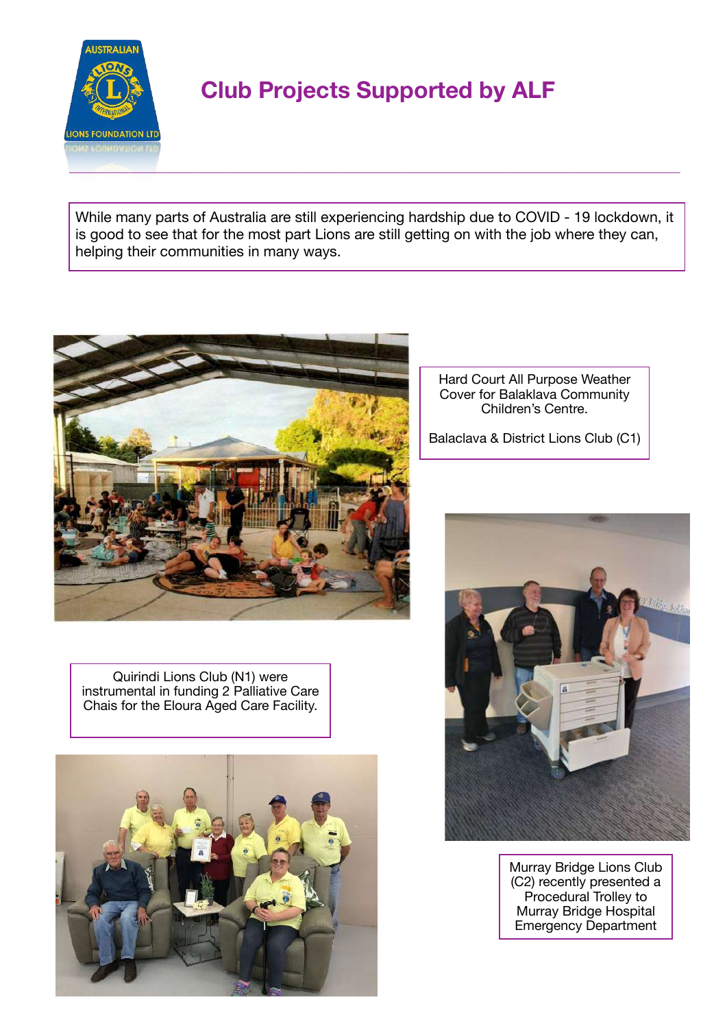# Club Projects Supported by ALF

While many parts of Australia are still experiencing hardship due to COVID - 19 lockdown, it is good to see that for the most part Lions are still getting on with the job where they can, helping their communities in many ways.

Hard Court All Purpose Weather Cover for Balaklava Community Children's Centre.

Balaclava & District Lions Club (C1)

Quirindi Lions Club (N1) were instrumental in funding 2 Palliative Care Chais for the Eloura Aged Care Facility.

Murray Bridge Lions Club (C2) recently presented a Procedural Trolley to Murray Bridge Hospital Emergency Department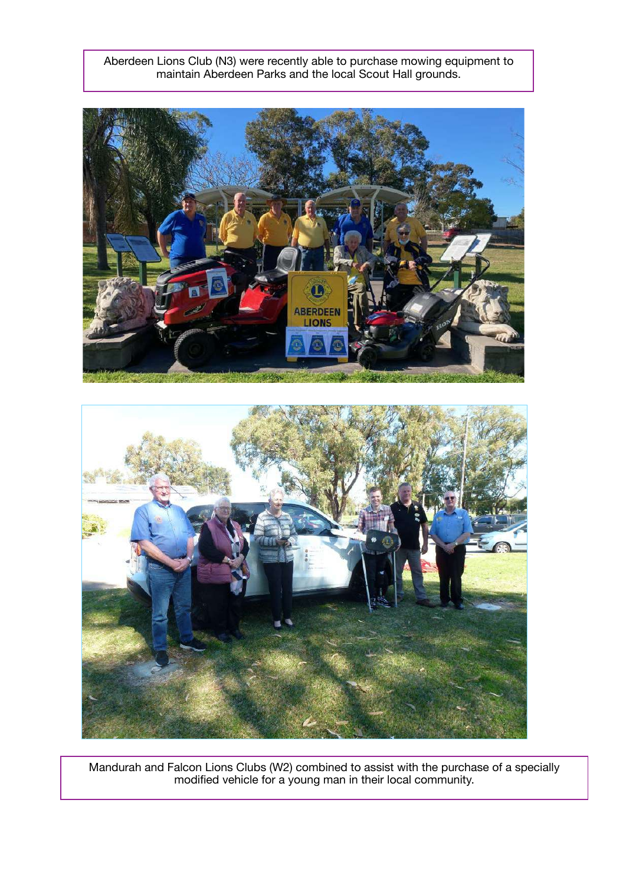Aberdeen Lions Club (N3) were recently able to purchase mowing equipment to maintain Aberdeen Parks and the local Scout Hall grounds.

Mandurah and Falcon Lions Clubs (W2) combined to assist with the purchase of a specially modified vehicle for a young man in their local community.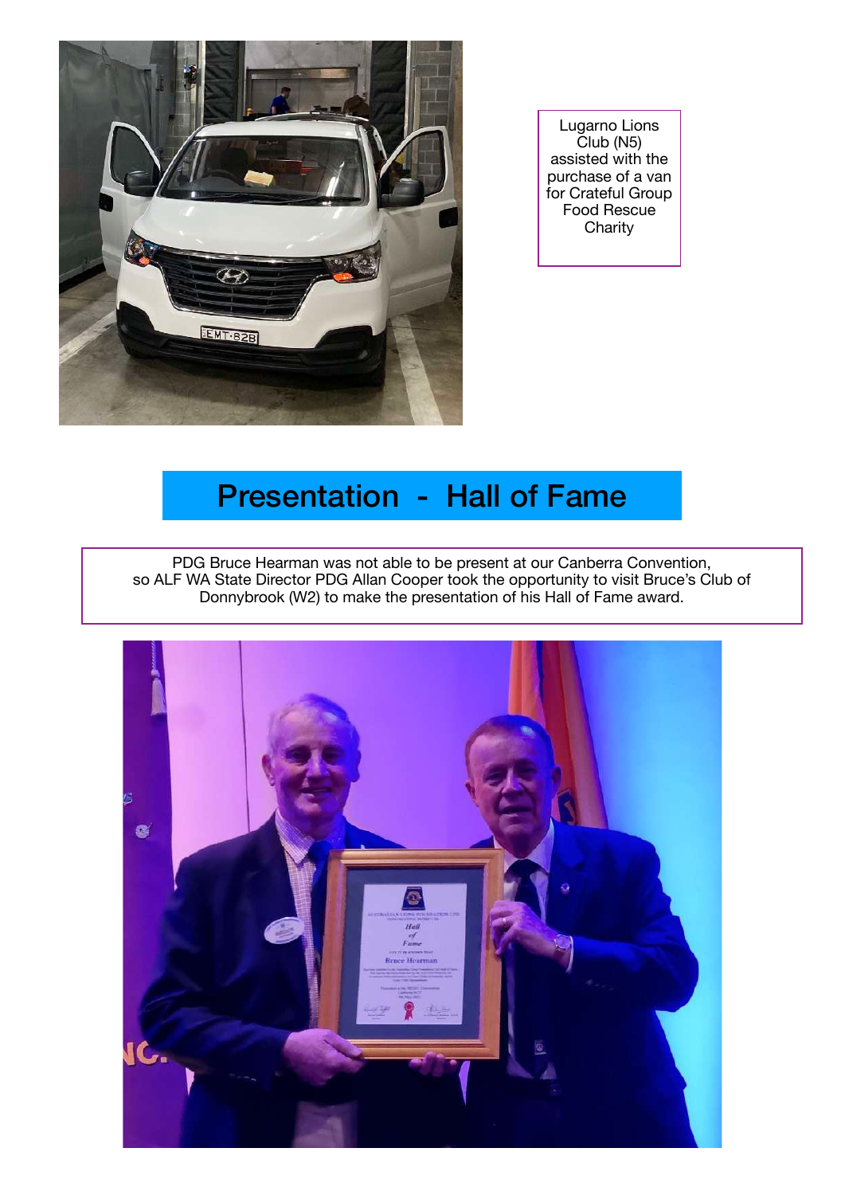Lugarno Lions Club (N5) assisted with the purchase of a van for Crateful Group Food Rescue Charity

## Presentation - Hall of Fame

PDG Bruce Hearman was not able to be present at our Canberra Convention, so ALF WA State Director PDG Allan Cooper took the opportunity to visit Bruce's Club of Donnybrook (W2) to make the presentation of his Hall of Fame award.